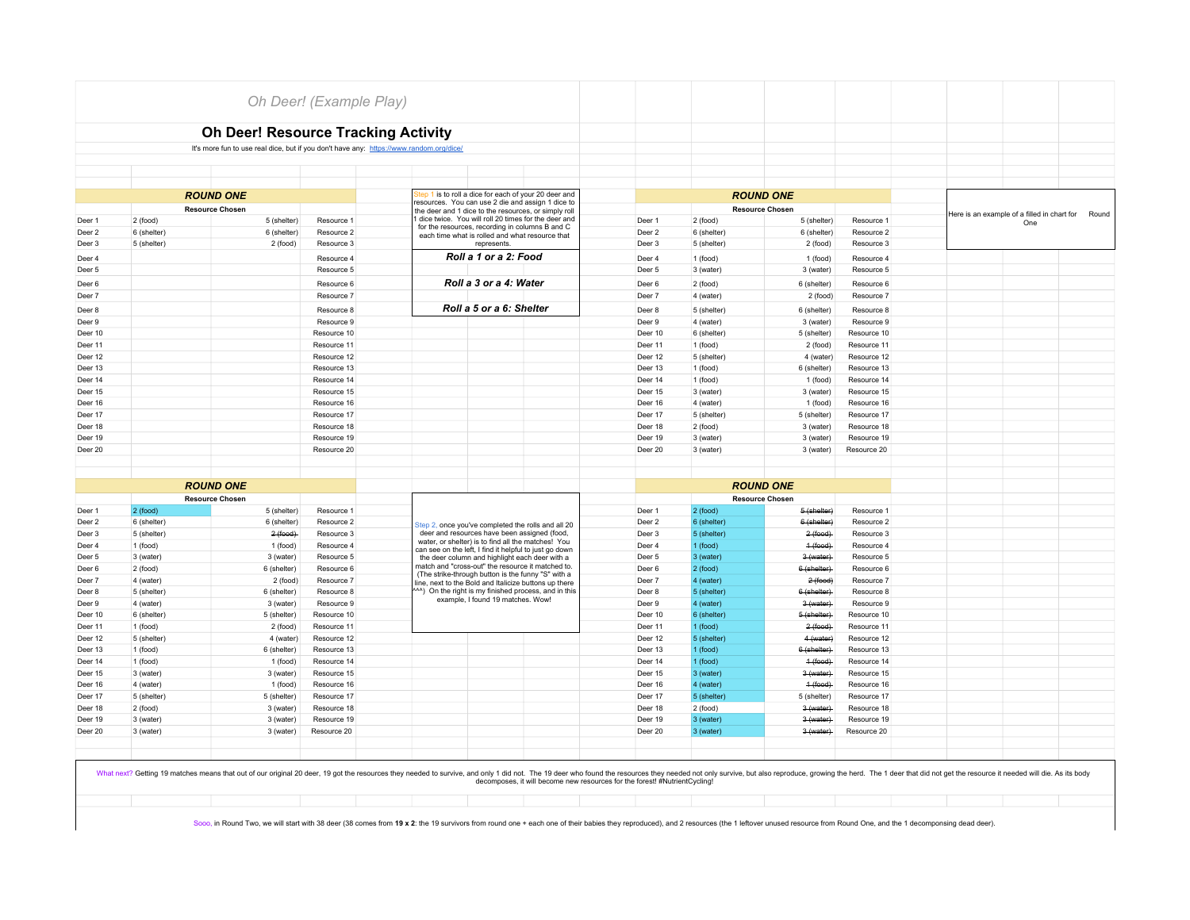*Oh Deer! (Example Play)*

## Oh Deer! Resource Tracking Activity

It's more fun to use real dice, but if you don't have any: https://www.random.org/dice/

### ROUND ONE

| | Resource Chosen | | |
|---|---|---|---|
| Deer 1 | 2 (food) | 5 (shelter) | Resource 1 |
| Deer 2 | 6 (shelter) | 6 (shelter) | Resource 2 |
| Deer 3 | 5 (shelter) | 2 (food) | Resource 3 |
| Deer 4 | | | Resource 4 |
| Deer 5 | | | Resource 5 |
| Deer 6 | | | Resource 6 |
| Deer 7 | | | Resource 7 |
| Deer 8 | | | Resource 8 |
| Deer 9 | | | Resource 9 |
| Deer 10 | | | Resource 10 |
| Deer 11 | | | Resource 11 |
| Deer 12 | | | Resource 12 |
| Deer 13 | | | Resource 13 |
| Deer 14 | | | Resource 14 |
| Deer 15 | | | Resource 15 |
| Deer 16 | | | Resource 16 |
| Deer 17 | | | Resource 17 |
| Deer 18 | | | Resource 18 |
| Deer 19 | | | Resource 19 |
| Deer 20 | | | Resource 20 |

Step 1 is to roll a dice for each of your 20 deer and resources. You can use 2 die and assign 1 dice to the deer and 1 dice to the resources, or simply roll 1 dice twice. You will roll 20 times for the deer and for the resources, recording in columns B and C each time what is rolled and what resource that represents.

***Roll a 1 or a 2: Food***

***Roll a 3 or a 4: Water***

***Roll a 5 or a 6: Shelter***

### ROUND ONE

Here is an example of a filled in chart for Round One

| | Resource Chosen | | |
|---|---|---|---|
| Deer 1 | 2 (food) | 5 (shelter) | Resource 1 |
| Deer 2 | 6 (shelter) | 6 (shelter) | Resource 2 |
| Deer 3 | 5 (shelter) | 2 (food) | Resource 3 |
| Deer 4 | 1 (food) | 1 (food) | Resource 4 |
| Deer 5 | 3 (water) | 3 (water) | Resource 5 |
| Deer 6 | 2 (food) | 6 (shelter) | Resource 6 |
| Deer 7 | 4 (water) | 2 (food) | Resource 7 |
| Deer 8 | 5 (shelter) | 6 (shelter) | Resource 8 |
| Deer 9 | 4 (water) | 3 (water) | Resource 9 |
| Deer 10 | 6 (shelter) | 5 (shelter) | Resource 10 |
| Deer 11 | 1 (food) | 2 (food) | Resource 11 |
| Deer 12 | 5 (shelter) | 4 (water) | Resource 12 |
| Deer 13 | 1 (food) | 6 (shelter) | Resource 13 |
| Deer 14 | 1 (food) | 1 (food) | Resource 14 |
| Deer 15 | 3 (water) | 3 (water) | Resource 15 |
| Deer 16 | 4 (water) | 1 (food) | Resource 16 |
| Deer 17 | 5 (shelter) | 5 (shelter) | Resource 17 |
| Deer 18 | 2 (food) | 3 (water) | Resource 18 |
| Deer 19 | 3 (water) | 3 (water) | Resource 19 |
| Deer 20 | 3 (water) | 3 (water) | Resource 20 |

### ROUND ONE

| | Resource Chosen | | |
|---|---|---|---|
| Deer 1 | 2 (food) | 5 (shelter) | Resource 1 |
| Deer 2 | 6 (shelter) | 6 (shelter) | Resource 2 |
| Deer 3 | 5 (shelter) | ~~2 (food)~~ | Resource 3 |
| Deer 4 | 1 (food) | 1 (food) | Resource 4 |
| Deer 5 | 3 (water) | 3 (water) | Resource 5 |
| Deer 6 | 2 (food) | 6 (shelter) | Resource 6 |
| Deer 7 | 4 (water) | 2 (food) | Resource 7 |
| Deer 8 | 5 (shelter) | 6 (shelter) | Resource 8 |
| Deer 9 | 4 (water) | 3 (water) | Resource 9 |
| Deer 10 | 6 (shelter) | 5 (shelter) | Resource 10 |
| Deer 11 | 1 (food) | 2 (food) | Resource 11 |
| Deer 12 | 5 (shelter) | 4 (water) | Resource 12 |
| Deer 13 | 1 (food) | 6 (shelter) | Resource 13 |
| Deer 14 | 1 (food) | 1 (food) | Resource 14 |
| Deer 15 | 3 (water) | 3 (water) | Resource 15 |
| Deer 16 | 4 (water) | 1 (food) | Resource 16 |
| Deer 17 | 5 (shelter) | 5 (shelter) | Resource 17 |
| Deer 18 | 2 (food) | 3 (water) | Resource 18 |
| Deer 19 | 3 (water) | 3 (water) | Resource 19 |
| Deer 20 | 3 (water) | 3 (water) | Resource 20 |

Step 2, once you've completed the rolls and all 20 deer and resources have been assigned (food, water, or shelter) is to find all the matches! You can see on the left, I find it helpful to just go down the deer column and highlight each deer with a match and "cross-out" the resource it matched to. (The strike-through button is the funny "S" with a line, next to the Bold and Italicize buttons up there ^^^) On the right is my finished process, and in this example, I found 19 matches. Wow!

### ROUND ONE

| | Resource Chosen | | |
|---|---|---|---|
| Deer 1 | 2 (food) | ~~5 (shelter)~~ | Resource 1 |
| Deer 2 | 6 (shelter) | ~~6 (shelter)~~ | Resource 2 |
| Deer 3 | 5 (shelter) | ~~2 (food)~~ | Resource 3 |
| Deer 4 | 1 (food) | ~~1 (food)~~ | Resource 4 |
| Deer 5 | 3 (water) | ~~3 (water)~~ | Resource 5 |
| Deer 6 | 2 (food) | ~~6 (shelter)~~ | Resource 6 |
| Deer 7 | 4 (water) | ~~2 (food)~~ | Resource 7 |
| Deer 8 | 5 (shelter) | ~~6 (shelter)~~ | Resource 8 |
| Deer 9 | 4 (water) | ~~3 (water)~~ | Resource 9 |
| Deer 10 | 6 (shelter) | ~~5 (shelter)~~ | Resource 10 |
| Deer 11 | 1 (food) | ~~2 (food)~~ | Resource 11 |
| Deer 12 | 5 (shelter) | ~~4 (water)~~ | Resource 12 |
| Deer 13 | 1 (food) | ~~6 (shelter)~~ | Resource 13 |
| Deer 14 | 1 (food) | ~~1 (food)~~ | Resource 14 |
| Deer 15 | 3 (water) | ~~3 (water)~~ | Resource 15 |
| Deer 16 | 4 (water) | ~~1 (food)~~ | Resource 16 |
| Deer 17 | 5 (shelter) | 5 (shelter) | Resource 17 |
| Deer 18 | 2 (food) | ~~3 (water)~~ | Resource 18 |
| Deer 19 | 3 (water) | ~~3 (water)~~ | Resource 19 |
| Deer 20 | 3 (water) | ~~3 (water)~~ | Resource 20 |

What next? Getting 19 matches means that out of our original 20 deer, 19 got the resources they needed to survive, and only 1 did not. The 19 deer who found the resources they needed not only survive, but also reproduce, growing the herd. The 1 deer that did not get the resource it needed will die. As its body decomposes, it will become new resources for the forest! #NutrientCycling!

Sooo, in Round Two, we will start with 38 deer (38 comes from **19 x 2**: the 19 survivors from round one + each one of their babies they reproduced), and 2 resources (the 1 leftover unused resource from Round One, and the 1 decomponsing dead deer).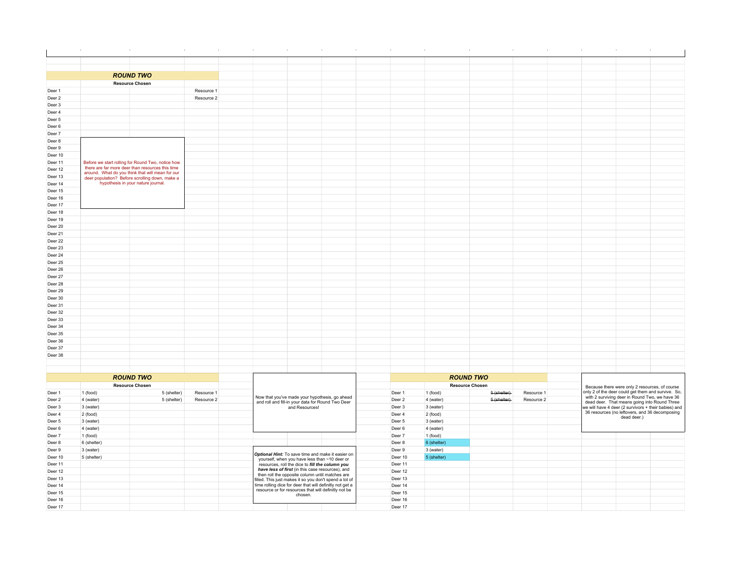## ROUND TWO

**Resource Chosen**

| | | | |
|---|---|---|---|
| Deer 1 | | | Resource 1 |
| Deer 2 | | | Resource 2 |
| Deer 3 | | | |
| Deer 4 | | | |
| Deer 5 | | | |
| Deer 6 | | | |
| Deer 7 | | | |
| Deer 8 | | | |
| Deer 9 | | | |
| Deer 10 | | | |
| Deer 11 | | | |
| Deer 12 | | | |
| Deer 13 | | | |
| Deer 14 | | | |
| Deer 15 | | | |
| Deer 16 | | | |
| Deer 17 | | | |
| Deer 18 | | | |
| Deer 19 | | | |
| Deer 20 | | | |
| Deer 21 | | | |
| Deer 22 | | | |
| Deer 23 | | | |
| Deer 24 | | | |
| Deer 25 | | | |
| Deer 26 | | | |
| Deer 27 | | | |
| Deer 28 | | | |
| Deer 29 | | | |
| Deer 30 | | | |
| Deer 31 | | | |
| Deer 32 | | | |
| Deer 33 | | | |
| Deer 34 | | | |
| Deer 35 | | | |
| Deer 36 | | | |
| Deer 37 | | | |
| Deer 38 | | | |

Before we start rolling for Round Two, notice how there are far more deer than resources this time around. What do you think that will mean for our deer population? Before scrolling down, make a hypothesis in your nature journal.

## ROUND TWO

**Resource Chosen**

| | | | |
|---|---|---|---|
| Deer 1 | 1 (food) | 5 (shelter) | Resource 1 |
| Deer 2 | 4 (water) | 5 (shelter) | Resource 2 |
| Deer 3 | 3 (water) | | |
| Deer 4 | 2 (food) | | |
| Deer 5 | 3 (water) | | |
| Deer 6 | 4 (water) | | |
| Deer 7 | 1 (food) | | |
| Deer 8 | 6 (shelter) | | |
| Deer 9 | 3 (water) | | |
| Deer 10 | 5 (shelter) | | |
| Deer 11 | | | |
| Deer 12 | | | |
| Deer 13 | | | |
| Deer 14 | | | |
| Deer 15 | | | |
| Deer 16 | | | |
| Deer 17 | | | |

Now that you've made your hypothesis, go ahead and roll and fill-in your data for Round Two Deer and Resources!

***Optional Hint:*** To save time and make it easier on yourself, when you have less than ~10 deer or resources, roll the dice to ***fill the column you have less of first*** (in this case resources), and then roll the opposite column until matches are filled. This just makes it so you don't spend a lot of time rolling dice for deer that will definitly not get a resource or for resources that will definitly not be chosen.

## ROUND TWO

**Resource Chosen**

| | | | |
|---|---|---|---|
| Deer 1 | 1 (food) | ~~5 (shelter)~~ | Resource 1 |
| Deer 2 | 4 (water) | ~~5 (shelter)~~ | Resource 2 |
| Deer 3 | 3 (water) | | |
| Deer 4 | 2 (food) | | |
| Deer 5 | 3 (water) | | |
| Deer 6 | 4 (water) | | |
| Deer 7 | 1 (food) | | |
| Deer 8 | 6 (shelter) | | |
| Deer 9 | 3 (water) | | |
| Deer 10 | 5 (shelter) | | |
| Deer 11 | | | |
| Deer 12 | | | |
| Deer 13 | | | |
| Deer 14 | | | |
| Deer 15 | | | |
| Deer 16 | | | |
| Deer 17 | | | |

Because there were only 2 resources, of course only 2 of the deer could get them and survive. So, with 2 surviving deer in Round Two, we have 36 dead deer. That means going into Round Three we will have 4 deer (2 survivors + their babies) and 36 resources (no leftovers, and 36 decomposing dead deer.)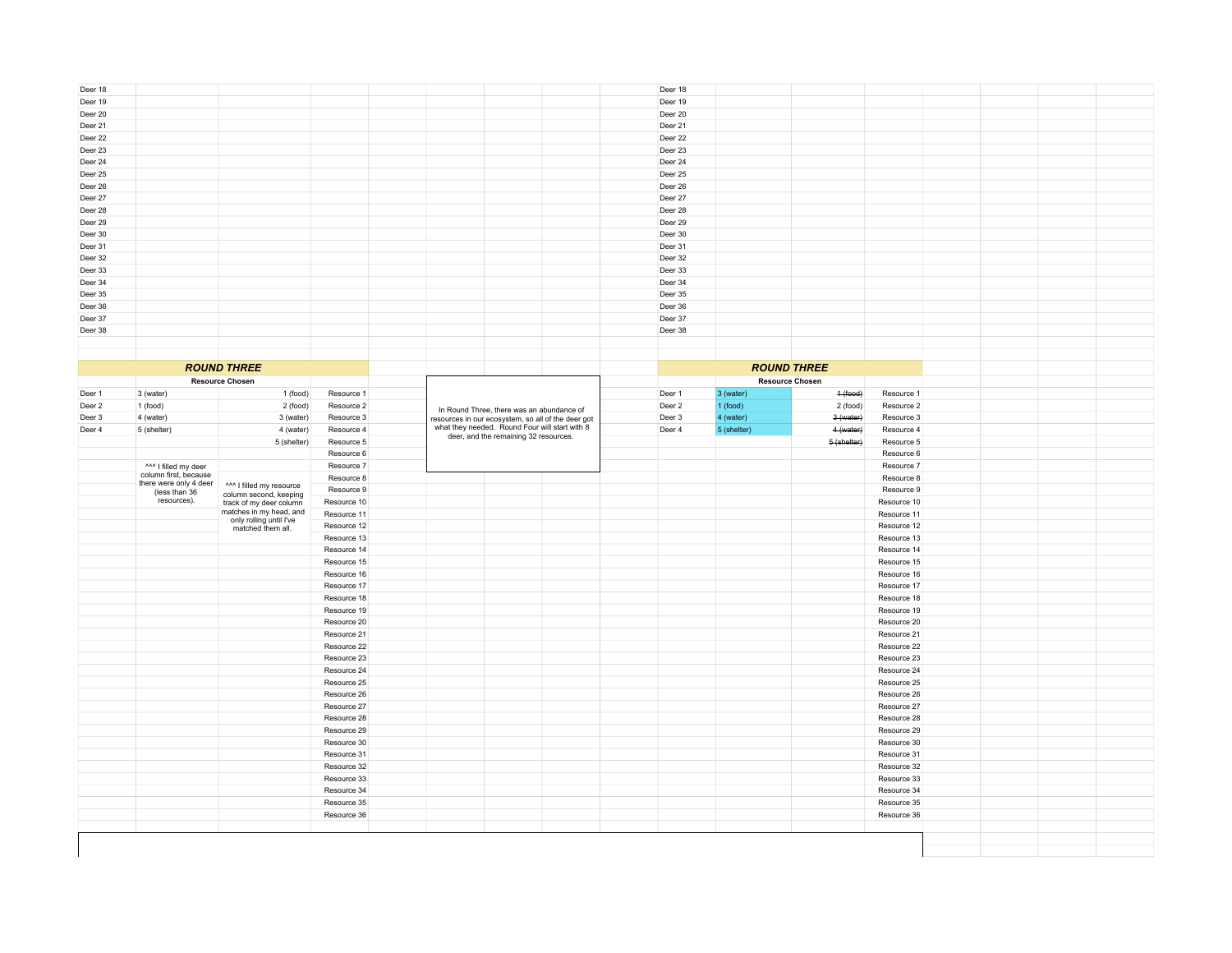| Deer 18 | | | |
|---|---|---|---|
| Deer 19 | | | |
| Deer 20 | | | |
| Deer 21 | | | |
| Deer 22 | | | |
| Deer 23 | | | |
| Deer 24 | | | |
| Deer 25 | | | |
| Deer 26 | | | |
| Deer 27 | | | |
| Deer 28 | | | |
| Deer 29 | | | |
| Deer 30 | | | |
| Deer 31 | | | |
| Deer 32 | | | |
| Deer 33 | | | |
| Deer 34 | | | |
| Deer 35 | | | |
| Deer 36 | | | |
| Deer 37 | | | |
| Deer 38 | | | |

| Deer 18 | | | |
|---|---|---|---|
| Deer 19 | | | |
| Deer 20 | | | |
| Deer 21 | | | |
| Deer 22 | | | |
| Deer 23 | | | |
| Deer 24 | | | |
| Deer 25 | | | |
| Deer 26 | | | |
| Deer 27 | | | |
| Deer 28 | | | |
| Deer 29 | | | |
| Deer 30 | | | |
| Deer 31 | | | |
| Deer 32 | | | |
| Deer 33 | | | |
| Deer 34 | | | |
| Deer 35 | | | |
| Deer 36 | | | |
| Deer 37 | | | |
| Deer 38 | | | |

## *ROUND THREE*

| | Resource Chosen | | |
|---|---|---|---|
| Deer 1 | 3 (water) | 1 (food) | Resource 1 |
| Deer 2 | 1 (food) | 2 (food) | Resource 2 |
| Deer 3 | 4 (water) | 3 (water) | Resource 3 |
| Deer 4 | 5 (shelter) | 4 (water) | Resource 4 |
| | | 5 (shelter) | Resource 5 |
| | | | Resource 6 |
| | | | Resource 7 |
| | | | Resource 8 |
| | | | Resource 9 |
| | | | Resource 10 |
| | | | Resource 11 |
| | | | Resource 12 |
| | | | Resource 13 |
| | | | Resource 14 |
| | | | Resource 15 |
| | | | Resource 16 |
| | | | Resource 17 |
| | | | Resource 18 |
| | | | Resource 19 |
| | | | Resource 20 |
| | | | Resource 21 |
| | | | Resource 22 |
| | | | Resource 23 |
| | | | Resource 24 |
| | | | Resource 25 |
| | | | Resource 26 |
| | | | Resource 27 |
| | | | Resource 28 |
| | | | Resource 29 |
| | | | Resource 30 |
| | | | Resource 31 |
| | | | Resource 32 |
| | | | Resource 33 |
| | | | Resource 34 |
| | | | Resource 35 |
| | | | Resource 36 |

^^^ I filled my deer column first, because there were only 4 deer (less than 36 resources).

^^^ I filled my resource column second, keeping track of my deer column matches in my head, and only rolling until I've matched them all.

In Round Three, there was an abundance of resources in our ecosystem, so all of the deer got what they needed. Round Four will start with 8 deer, and the remaining 32 resources.

## *ROUND THREE*

| | Resource Chosen | | |
|---|---|---|---|
| Deer 1 | 3 (water) | ~~1 (food)~~ | Resource 1 |
| Deer 2 | 1 (food) | 2 (food) | Resource 2 |
| Deer 3 | 4 (water) | ~~3 (water)~~ | Resource 3 |
| Deer 4 | 5 (shelter) | ~~4 (water)~~ | Resource 4 |
| | | ~~5 (shelter)~~ | Resource 5 |
| | | | Resource 6 |
| | | | Resource 7 |
| | | | Resource 8 |
| | | | Resource 9 |
| | | | Resource 10 |
| | | | Resource 11 |
| | | | Resource 12 |
| | | | Resource 13 |
| | | | Resource 14 |
| | | | Resource 15 |
| | | | Resource 16 |
| | | | Resource 17 |
| | | | Resource 18 |
| | | | Resource 19 |
| | | | Resource 20 |
| | | | Resource 21 |
| | | | Resource 22 |
| | | | Resource 23 |
| | | | Resource 24 |
| | | | Resource 25 |
| | | | Resource 26 |
| | | | Resource 27 |
| | | | Resource 28 |
| | | | Resource 29 |
| | | | Resource 30 |
| | | | Resource 31 |
| | | | Resource 32 |
| | | | Resource 33 |
| | | | Resource 34 |
| | | | Resource 35 |
| | | | Resource 36 |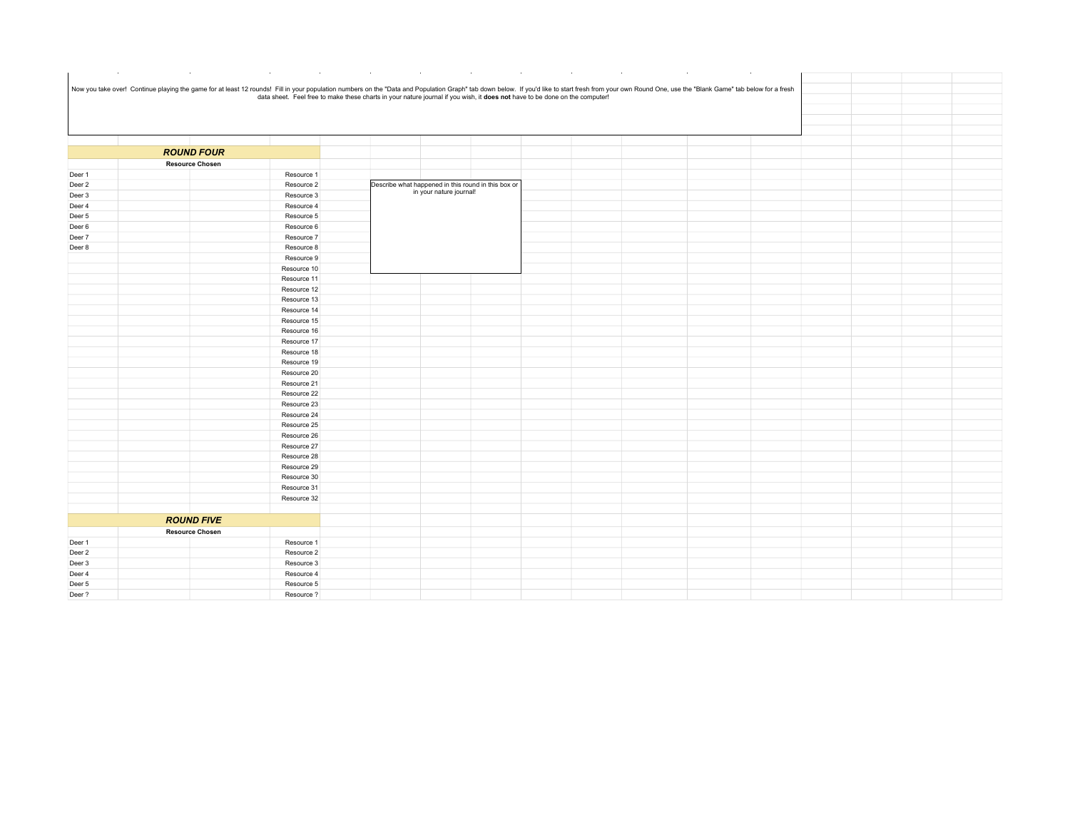Now you take over! Continue playing the game for at least 12 rounds! Fill in your population numbers on the "Data and Population Graph" tab down below. If you'd like to start fresh from your own Round One, use the "Blank Game" tab below for a fresh data sheet. Feel free to make these charts in your nature journal if you wish, it **does not** have to be done on the computer!

## ***ROUND FOUR***

| | Resource Chosen | | |
|---|---|---|---|
| Deer 1 | | | Resource 1 |
| Deer 2 | | | Resource 2 |
| Deer 3 | | | Resource 3 |
| Deer 4 | | | Resource 4 |
| Deer 5 | | | Resource 5 |
| Deer 6 | | | Resource 6 |
| Deer 7 | | | Resource 7 |
| Deer 8 | | | Resource 8 |
| | | | Resource 9 |
| | | | Resource 10 |
| | | | Resource 11 |
| | | | Resource 12 |
| | | | Resource 13 |
| | | | Resource 14 |
| | | | Resource 15 |
| | | | Resource 16 |
| | | | Resource 17 |
| | | | Resource 18 |
| | | | Resource 19 |
| | | | Resource 20 |
| | | | Resource 21 |
| | | | Resource 22 |
| | | | Resource 23 |
| | | | Resource 24 |
| | | | Resource 25 |
| | | | Resource 26 |
| | | | Resource 27 |
| | | | Resource 28 |
| | | | Resource 29 |
| | | | Resource 30 |
| | | | Resource 31 |
| | | | Resource 32 |

Describe what happened in this round in this box or in your nature journal!

## ***ROUND FIVE***

| | Resource Chosen | | |
|---|---|---|---|
| Deer 1 | | | Resource 1 |
| Deer 2 | | | Resource 2 |
| Deer 3 | | | Resource 3 |
| Deer 4 | | | Resource 4 |
| Deer 5 | | | Resource 5 |
| Deer ? | | | Resource ? |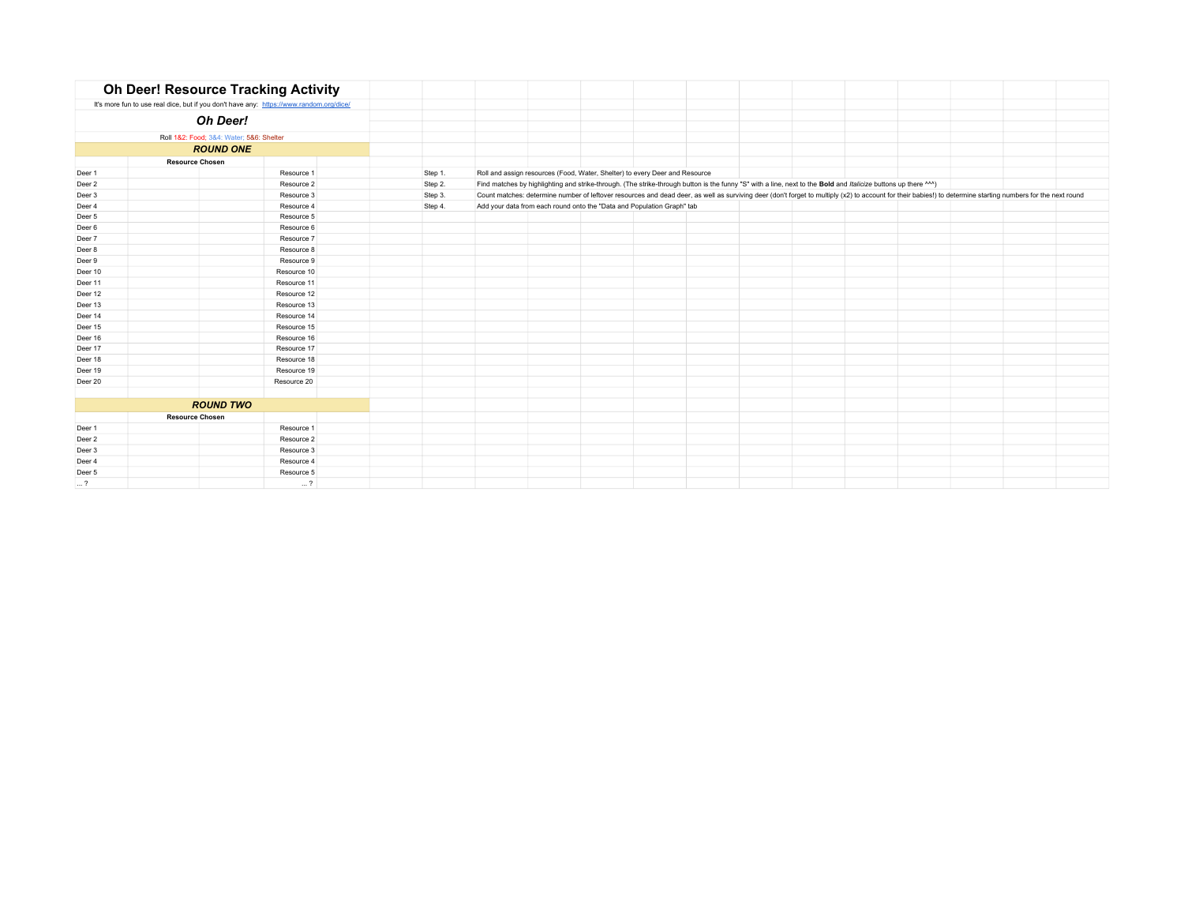# Oh Deer! Resource Tracking Activity

It's more fun to use real dice, but if you don't have any: https://www.random.org/dice/

## *Oh Deer!*

Roll 1&2: Food; 3&4: Water; 5&6: Shelter

Step 1. Roll and assign resources (Food, Water, Shelter) to every Deer and Resource

Step 2. Find matches by highlighting and strike-through. (The strike-through button is the funny "S" with a line, next to the **Bold** and *Italicize* buttons up there ^^^)

Step 3. Count matches: determine number of leftover resources and dead deer, as well as surviving deer (don't forget to multiply (x2) to account for their babies!) to determine starting numbers for the next round

Step 4. Add your data from each round onto the "Data and Population Graph" tab

### *ROUND ONE*

| | Resource Chosen | | | |
|---|---|---|---|---|
| Deer 1 | | | Resource 1 | |
| Deer 2 | | | Resource 2 | |
| Deer 3 | | | Resource 3 | |
| Deer 4 | | | Resource 4 | |
| Deer 5 | | | Resource 5 | |
| Deer 6 | | | Resource 6 | |
| Deer 7 | | | Resource 7 | |
| Deer 8 | | | Resource 8 | |
| Deer 9 | | | Resource 9 | |
| Deer 10 | | | Resource 10 | |
| Deer 11 | | | Resource 11 | |
| Deer 12 | | | Resource 12 | |
| Deer 13 | | | Resource 13 | |
| Deer 14 | | | Resource 14 | |
| Deer 15 | | | Resource 15 | |
| Deer 16 | | | Resource 16 | |
| Deer 17 | | | Resource 17 | |
| Deer 18 | | | Resource 18 | |
| Deer 19 | | | Resource 19 | |
| Deer 20 | | | Resource 20 | |

### *ROUND TWO*

| | Resource Chosen | | | |
|---|---|---|---|---|
| Deer 1 | | | Resource 1 | |
| Deer 2 | | | Resource 2 | |
| Deer 3 | | | Resource 3 | |
| Deer 4 | | | Resource 4 | |
| Deer 5 | | | Resource 5 | |
| ... ? | | | ... ? | |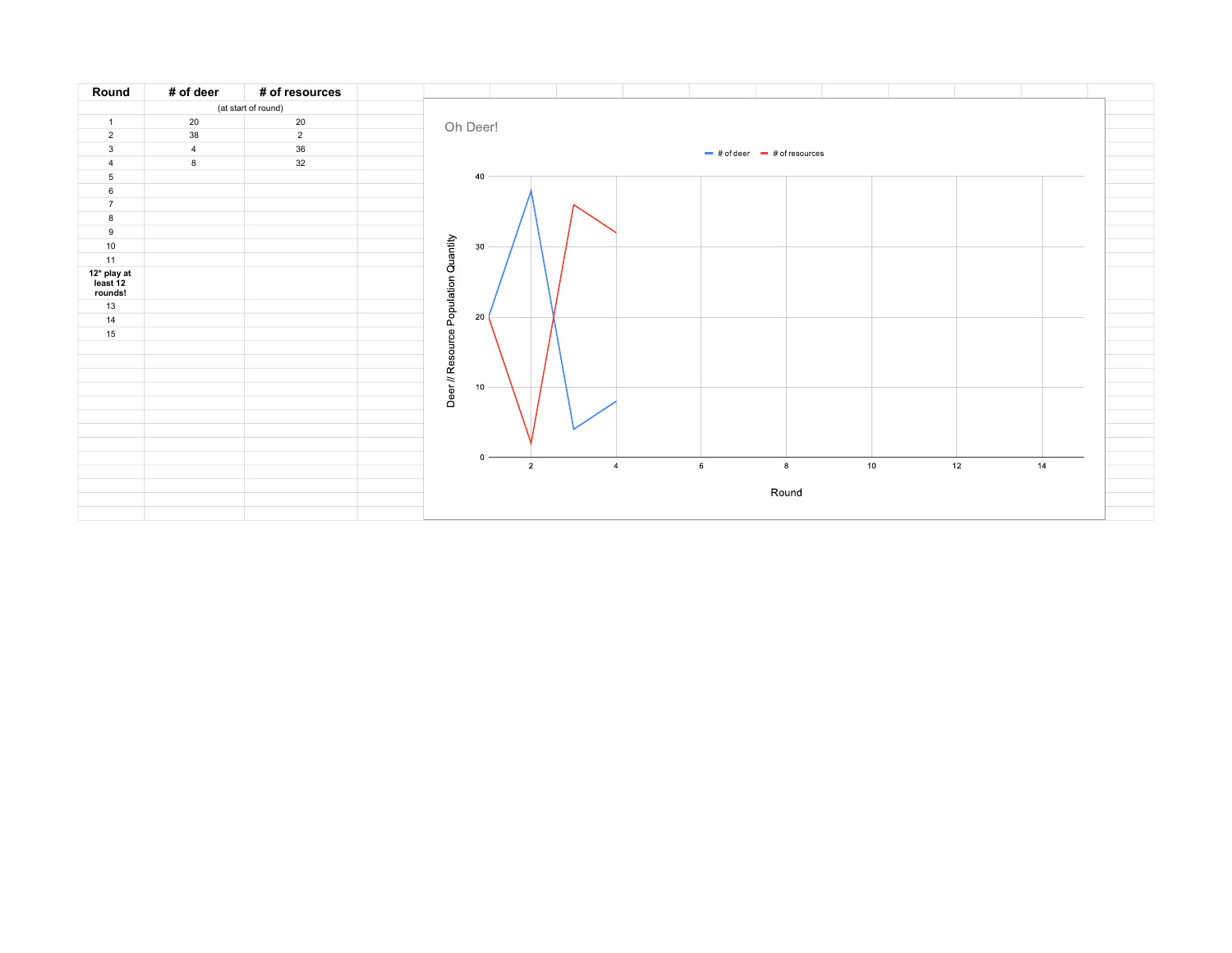| Round | # of deer | # of resources |
|---|---|---|
| | (at start of round) | |
| 1 | 20 | 20 |
| 2 | 38 | 2 |
| 3 | 4 | 36 |
| 4 | 8 | 32 |
| 5 | | |
| 6 | | |
| 7 | | |
| 8 | | |
| 9 | | |
| 10 | | |
| 11 | | |
| **12* play at least 12 rounds!** | | |
| 13 | | |
| 14 | | |
| 15 | | |

Oh Deer!

# of deer
# of resources

Deer // Resource Population Quantity

40
30
20
10
0

2
4
6
8
10
12
14

Round